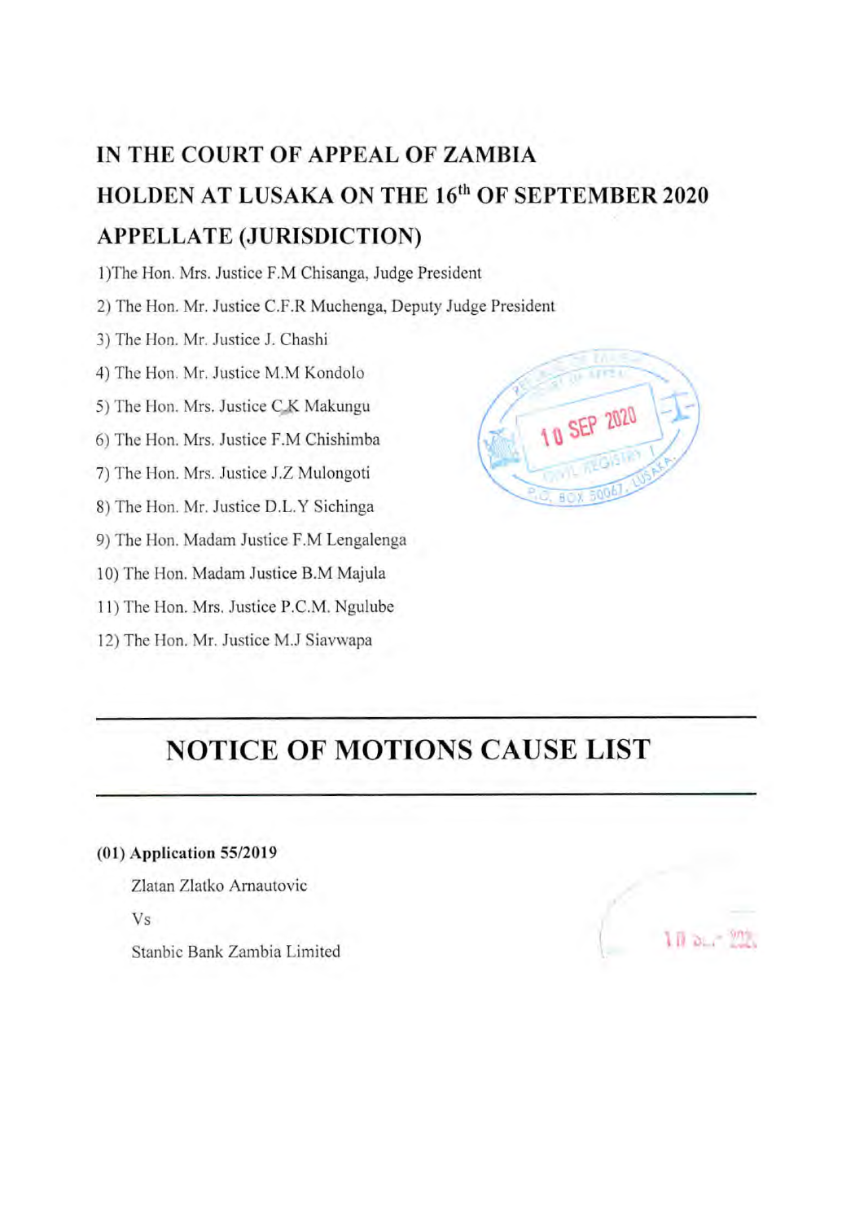## IN THE COURT OF APPEAL OF ZAMBIA

## HOLDEN AT LUSAKA ON THE 16th OF SEPTEMBER 2020

## APPELLATE (JURISDICTION)

1)The Hon. Mrs. Justice F.M Chisanga, Judge President

2) The Hon. Mr. Justice C.F.R Muchenga, Deputy Judge President

3) The Hon. Mr. Justice J. Chashi

4) The Hon. Mr. Justice M.M Kondolo

5) The Hon. Mrs. Justice C.K Makungu

6) The Hon. Mrs. Justice F.M Chishimba

7) The Hon. Mrs. Justice J.Z Mulongoti

8) The Hon. Mr. Justice D.L.Y Sichinga

9) The Hon. Madam Justice F.M Lengalenga

10) The Hon. Madam Justice B.M Majula

11) The Hon. Mrs. Justice P.C.M. Ngulube

12) The Hon. Mr. Justice M.J Siavwapa

# NOTICE OF MOTIONS CAUSE LIST

**(01) Application 55/2019**

Zlatan Zlatko Arnautovic

Vs

Stanbic Bank Zambia Limited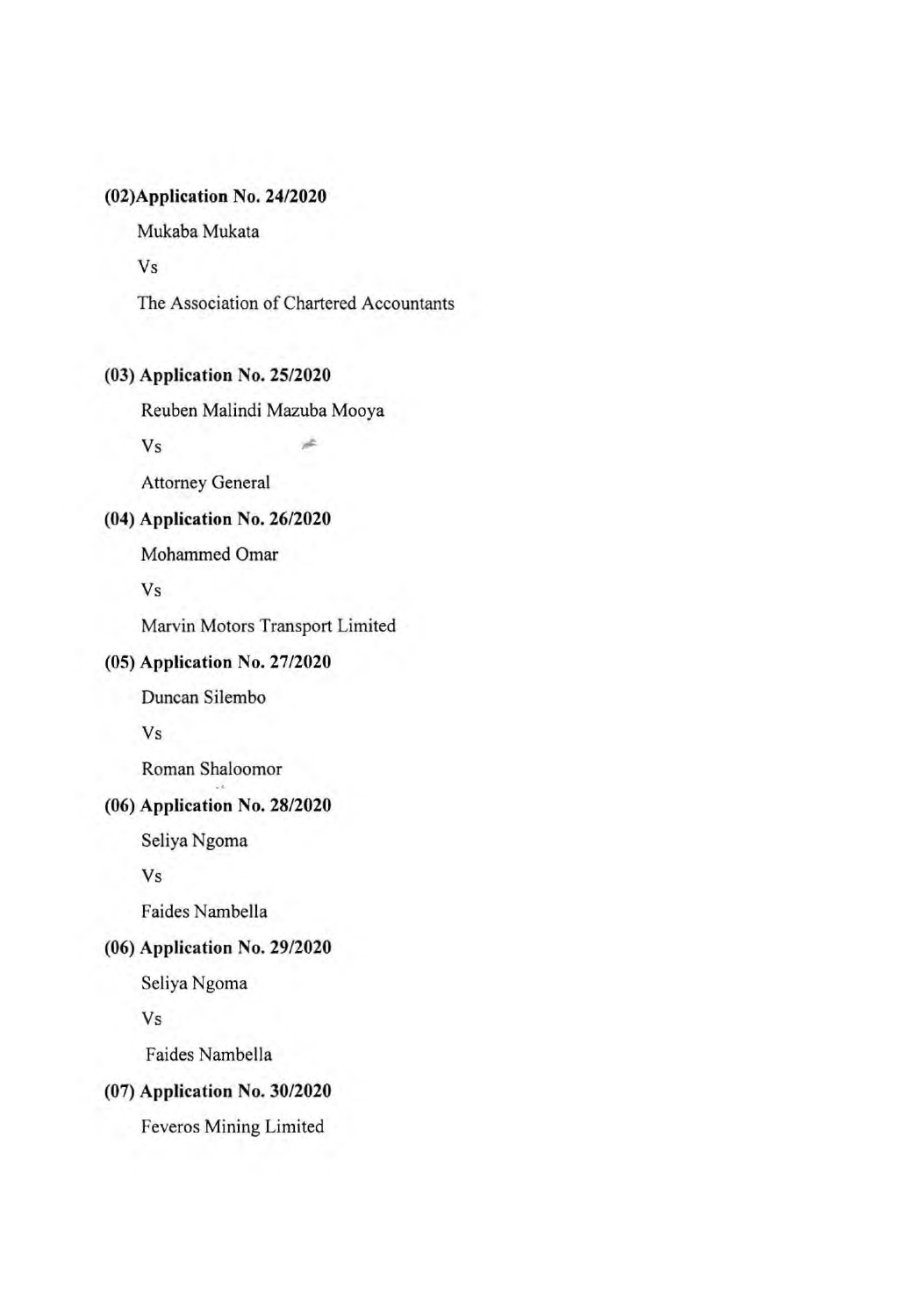**(02)Application No. 24/2020**

Mukaba Mukata

Vs

The Association of Chartered Accountants

**(03) Application No. 25/2020**

Reuben Malindi Mazuba Mooya

Vs

Attorney General

**(04) Application No. 26/2020**

Mohammed Omar

Vs

Marvin Motors Transport Limited

**(05) Application No. 27/2020**

Duncan Silembo

Vs

Roman Shaloomor

**(06) Application No. 28/2020**

Seliya Ngoma

Vs

Faides Nambella

**(06) Application No. 29/2020**

Seliya Ngoma

Vs

Faides Nambella

**(07) Application No. 30/2020**

Feveros Mining Limited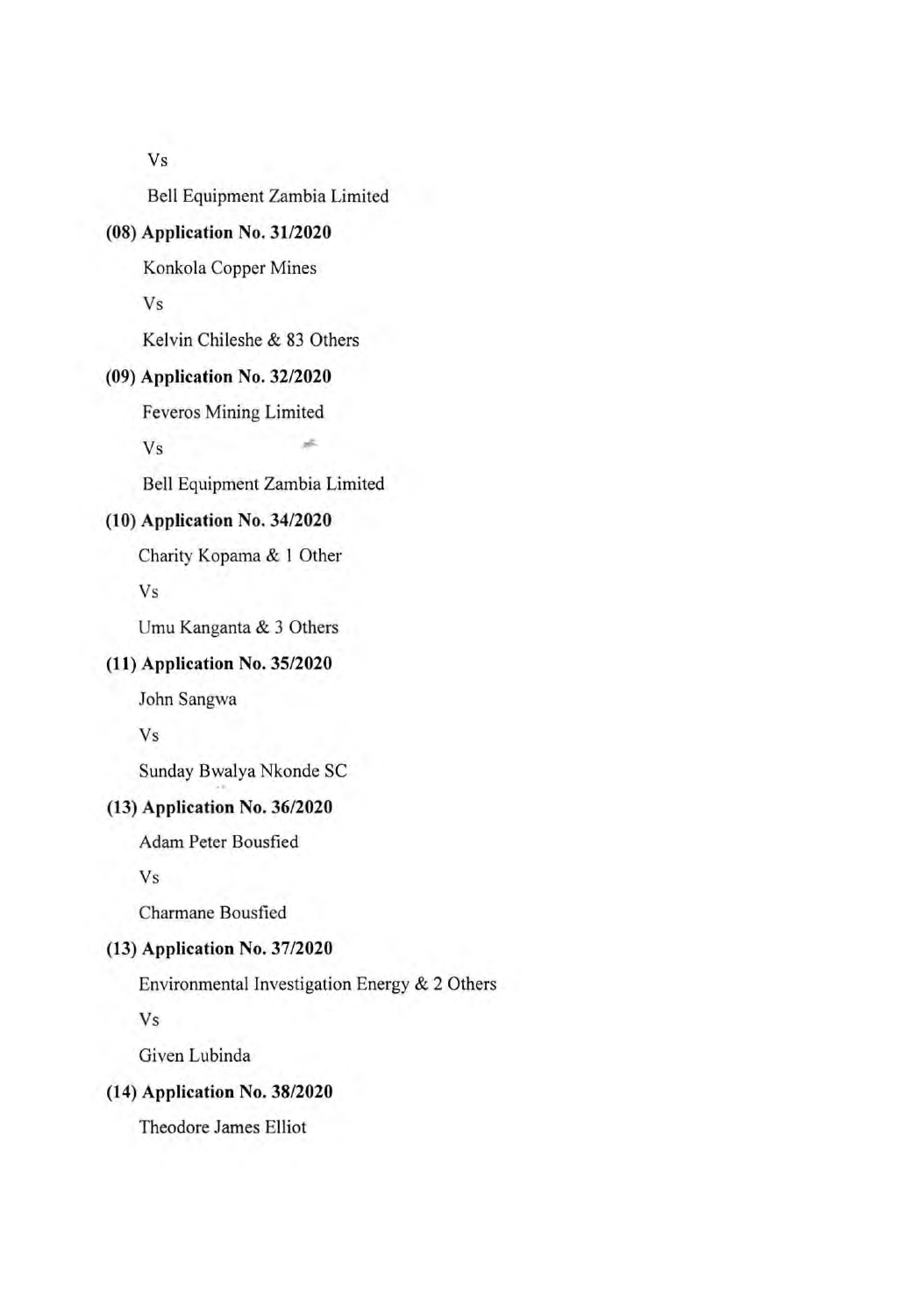Vs

Bell Equipment Zambia Limited

**(08) Application No. 31/2020**

Konkola Copper Mines

Vs

Kelvin Chileshe & 83 Others

**(09) Application No. 32/2020**

Feveros Mining Limited

Vs

Bell Equipment Zambia Limited

**(10) Application No. 34/2020**

Charity Kopama & 1 Other

Vs

Umu Kanganta & 3 Others

**(11) Application No. 35/2020**

John Sangwa

Vs

Sunday Bwalya Nkonde SC

**(13) Application No. 36/2020**

Adam Peter Bousfied

Vs

Charmane Bousfied

**(13) Application No. 37/2020**

Environmental Investigation Energy & 2 Others

Vs

Given Lubinda

**(14) Application No. 38/2020**

Theodore James Elliot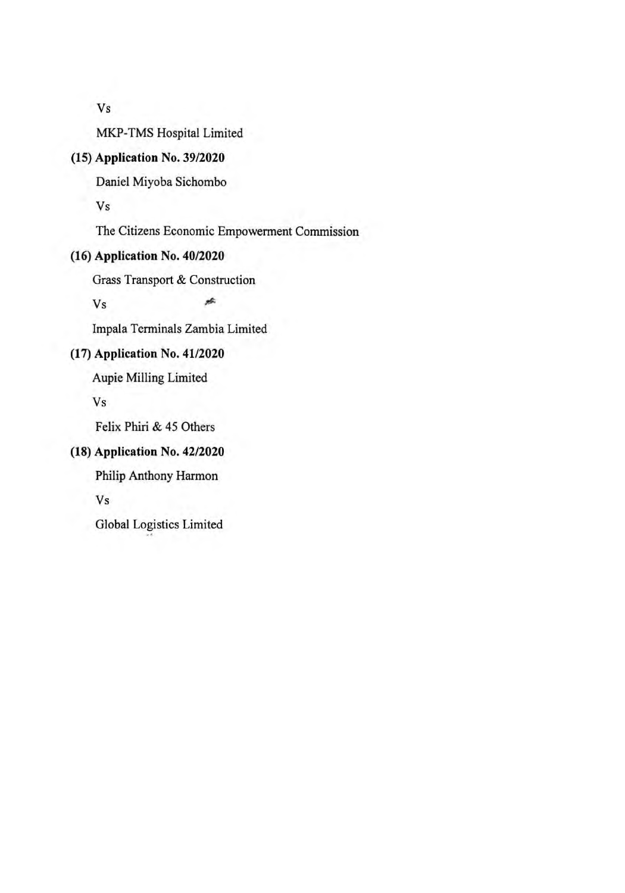Vs

MKP-TMS Hospital Limited

**(15) Application No. 39/2020**

Daniel Miyoba Sichombo

Vs

The Citizens Economic Empowerment Commission

**(16) Application No. 40/2020**

Grass Transport & Construction

Vs

Impala Terminals Zambia Limited

**(17) Application No. 41/2020**

Aupie Milling Limited

Vs

Felix Phiri & 45 Others

**(18) Application No. 42/2020**

Philip Anthony Harmon

Vs

Global Logistics Limited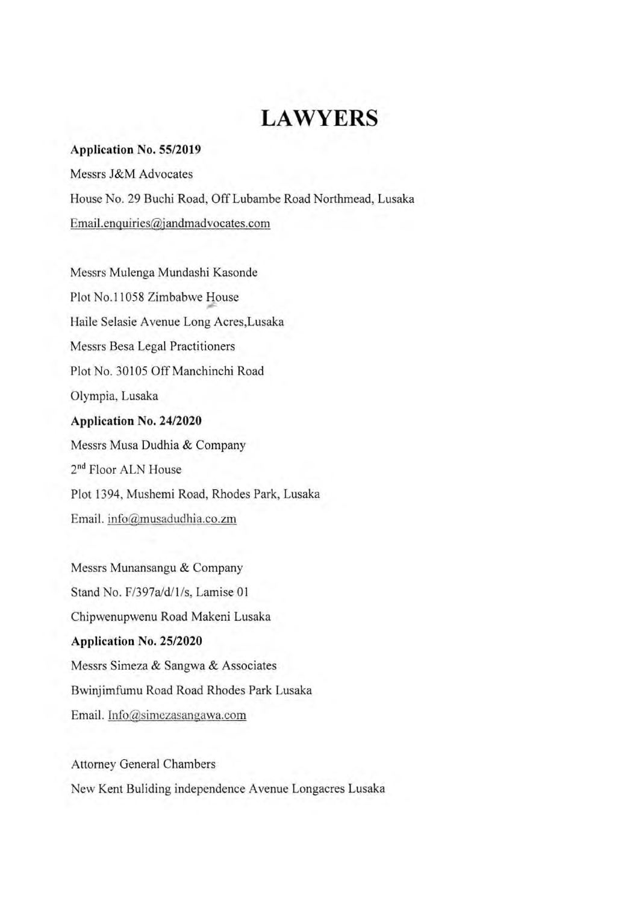# LAWYERS

**Application No. 55/2019**

Messrs J&M Advocates

House No. 29 Buchi Road, Off Lubambe Road Northmead, Lusaka

Email.enquiries@jandmadvocates.com

Messrs Mulenga Mundashi Kasonde

Plot No.11058 Zimbabwe House

Haile Selasie Avenue Long Acres,Lusaka

Messrs Besa Legal Practitioners

Plot No. 30105 Off Manchinchi Road

Olympia, Lusaka

**Application No. 24/2020**

Messrs Musa Dudhia & Company

2nd Floor ALN House

Plot 1394, Mushemi Road, Rhodes Park, Lusaka

Email. info@musadudhia.co.zm

Messrs Munansangu & Company

Stand No. F/397a/d/1/s, Lamise 01

Chipwenupwenu Road Makeni Lusaka

**Application No. 25/2020**

Messrs Simeza & Sangwa & Associates

Bwinjimfumu Road Road Rhodes Park Lusaka

Email. Info@simezasangawa.com

Attorney General Chambers

New Kent Buliding independence Avenue Longacres Lusaka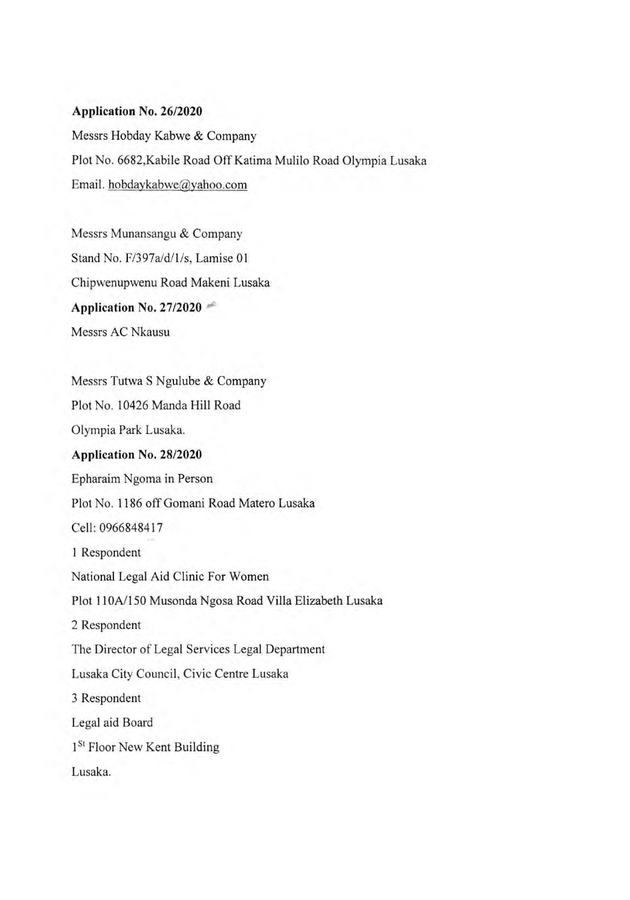**Application No. 26/2020**

Messrs Hobday Kabwe & Company

Plot No. 6682,Kabile Road Off Katima Mulilo Road Olympia Lusaka

Email. hobdaykabwe@yahoo.com

Messrs Munansangu & Company

Stand No. F/397a/d/1/s, Lamise 01

Chipwenupwenu Road Makeni Lusaka

**Application No. 27/2020**

Messrs AC Nkausu

Messrs Tutwa S Ngulube & Company

Plot No. 10426 Manda Hill Road

Olympia Park Lusaka.

**Application No. 28/2020**

Epharaim Ngoma in Person

Plot No. 1186 off Gomani Road Matero Lusaka

Cell: 0966848417

1 Respondent

National Legal Aid Clinic For Women

Plot 110A/150 Musonda Ngosa Road Villa Elizabeth Lusaka

2 Respondent

The Director of Legal Services Legal Department

Lusaka City Council, Civic Centre Lusaka

3 Respondent

Legal aid Board

1st Floor New Kent Building

Lusaka.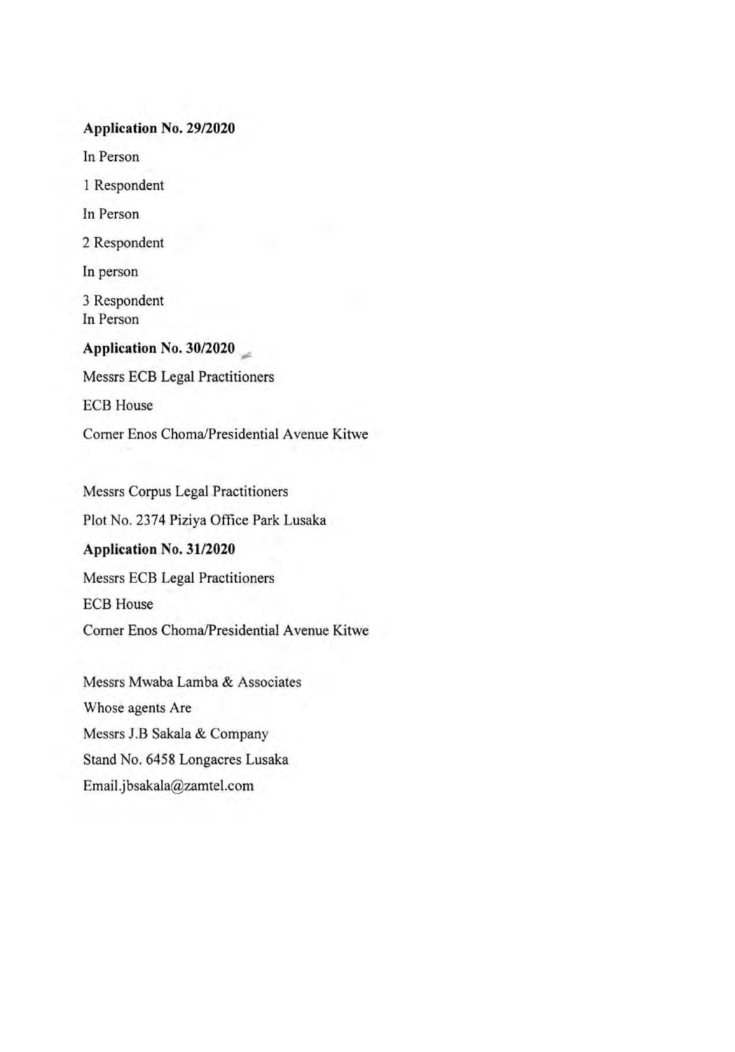**Application No. 29/2020**

In Person

1 Respondent

In Person

2 Respondent

In person

3 Respondent
In Person

**Application No. 30/2020**

Messrs ECB Legal Practitioners

ECB House

Corner Enos Choma/Presidential Avenue Kitwe

Messrs Corpus Legal Practitioners

Plot No. 2374 Piziya Office Park Lusaka

**Application No. 31/2020**

Messrs ECB Legal Practitioners

ECB House

Corner Enos Choma/Presidential Avenue Kitwe

Messrs Mwaba Lamba & Associates

Whose agents Are

Messrs J.B Sakala & Company

Stand No. 6458 Longacres Lusaka

Email.jbsakala@zamtel.com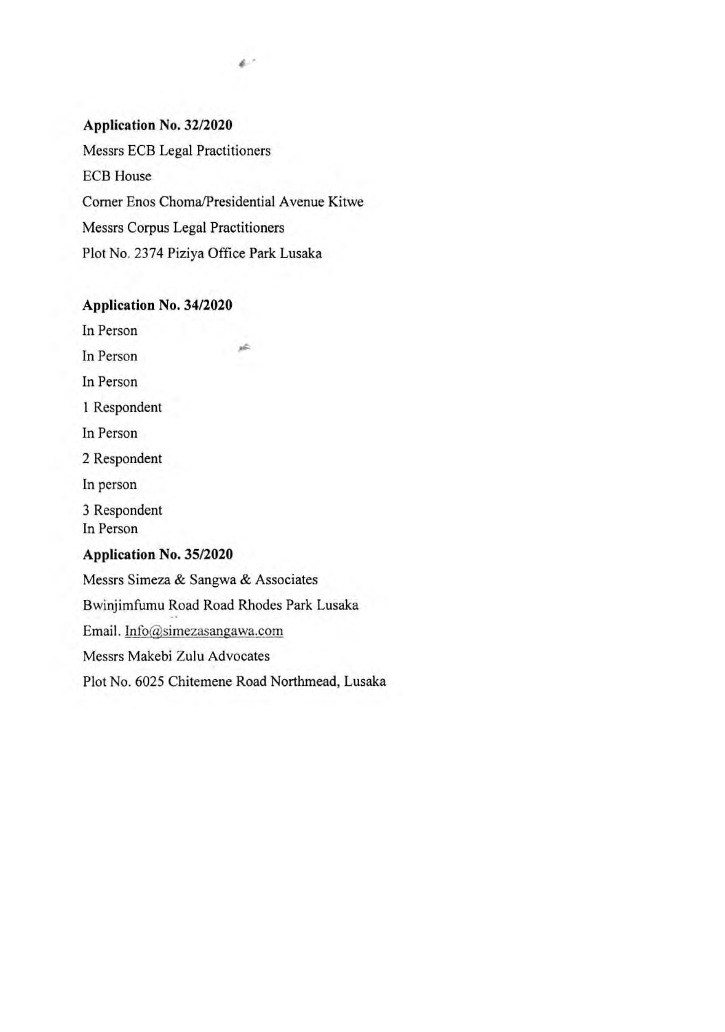**Application No. 32/2020**

Messrs ECB Legal Practitioners

ECB House

Corner Enos Choma/Presidential Avenue Kitwe

Messrs Corpus Legal Practitioners

Plot No. 2374 Piziya Office Park Lusaka

**Application No. 34/2020**

In Person

In Person

In Person

1 Respondent

In Person

2 Respondent

In person

3 Respondent
In Person

**Application No. 35/2020**

Messrs Simeza & Sangwa & Associates

Bwinjimfumu Road Road Rhodes Park Lusaka

Email. Info@simezasangawa.com

Messrs Makebi Zulu Advocates

Plot No. 6025 Chitemene Road Northmead, Lusaka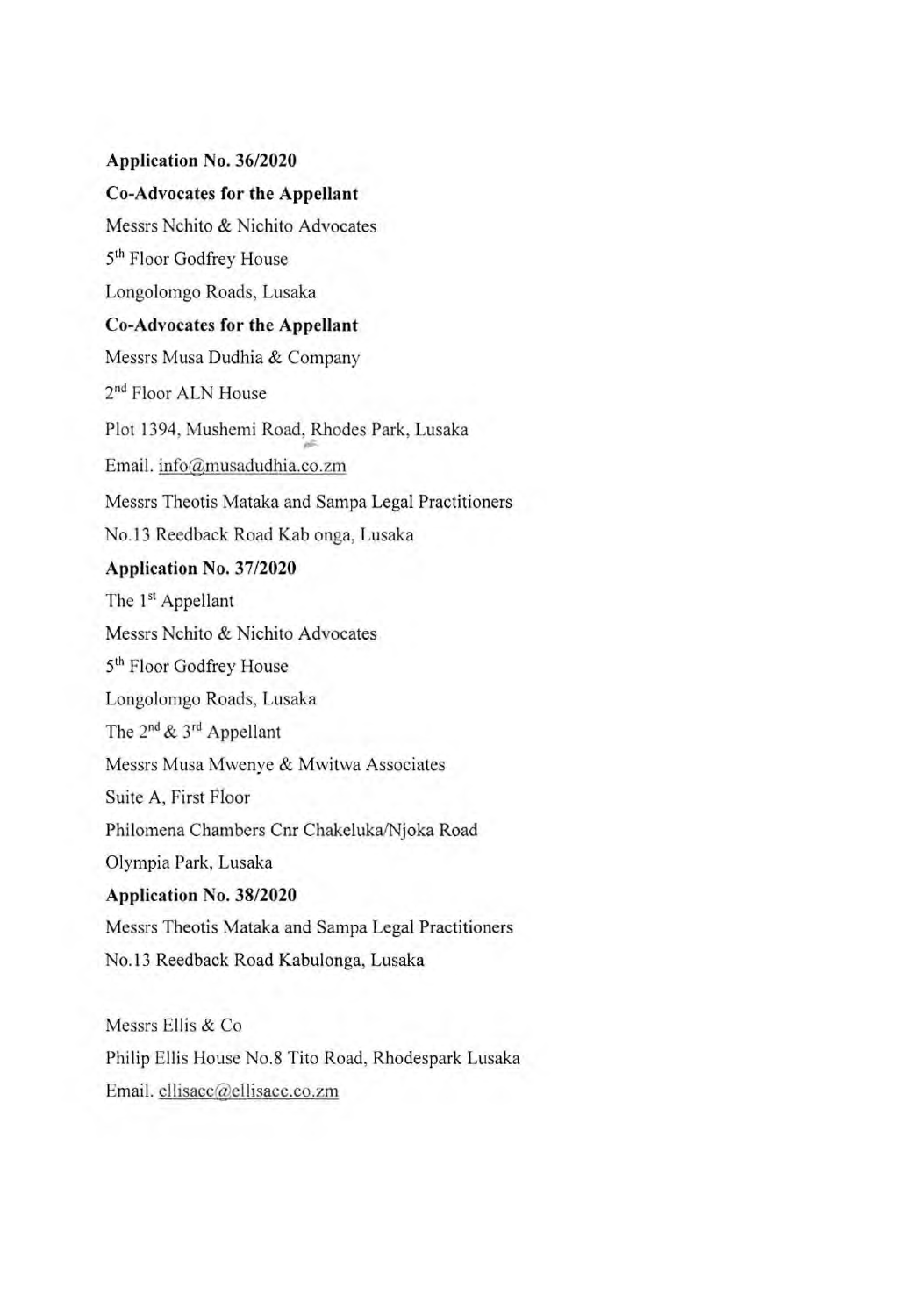**Application No. 36/2020**

**Co-Advocates for the Appellant**

Messrs Nchito & Nichito Advocates

5th Floor Godfrey House

Longolomgo Roads, Lusaka

**Co-Advocates for the Appellant**

Messrs Musa Dudhia & Company

2nd Floor ALN House

Plot 1394, Mushemi Road, Rhodes Park, Lusaka

Email. info@musadudhia.co.zm

Messrs Theotis Mataka and Sampa Legal Practitioners

No.13 Reedback Road Kab onga, Lusaka

**Application No. 37/2020**

The 1st Appellant

Messrs Nchito & Nichito Advocates

5th Floor Godfrey House

Longolomgo Roads, Lusaka

The 2nd & 3rd Appellant

Messrs Musa Mwenye & Mwitwa Associates

Suite A, First Floor

Philomena Chambers Cnr Chakeluka/Njoka Road

Olympia Park, Lusaka

**Application No. 38/2020**

Messrs Theotis Mataka and Sampa Legal Practitioners

No.13 Reedback Road Kabulonga, Lusaka

Messrs Ellis & Co

Philip Ellis House No.8 Tito Road, Rhodespark Lusaka

Email. ellisacc@ellisacc.co.zm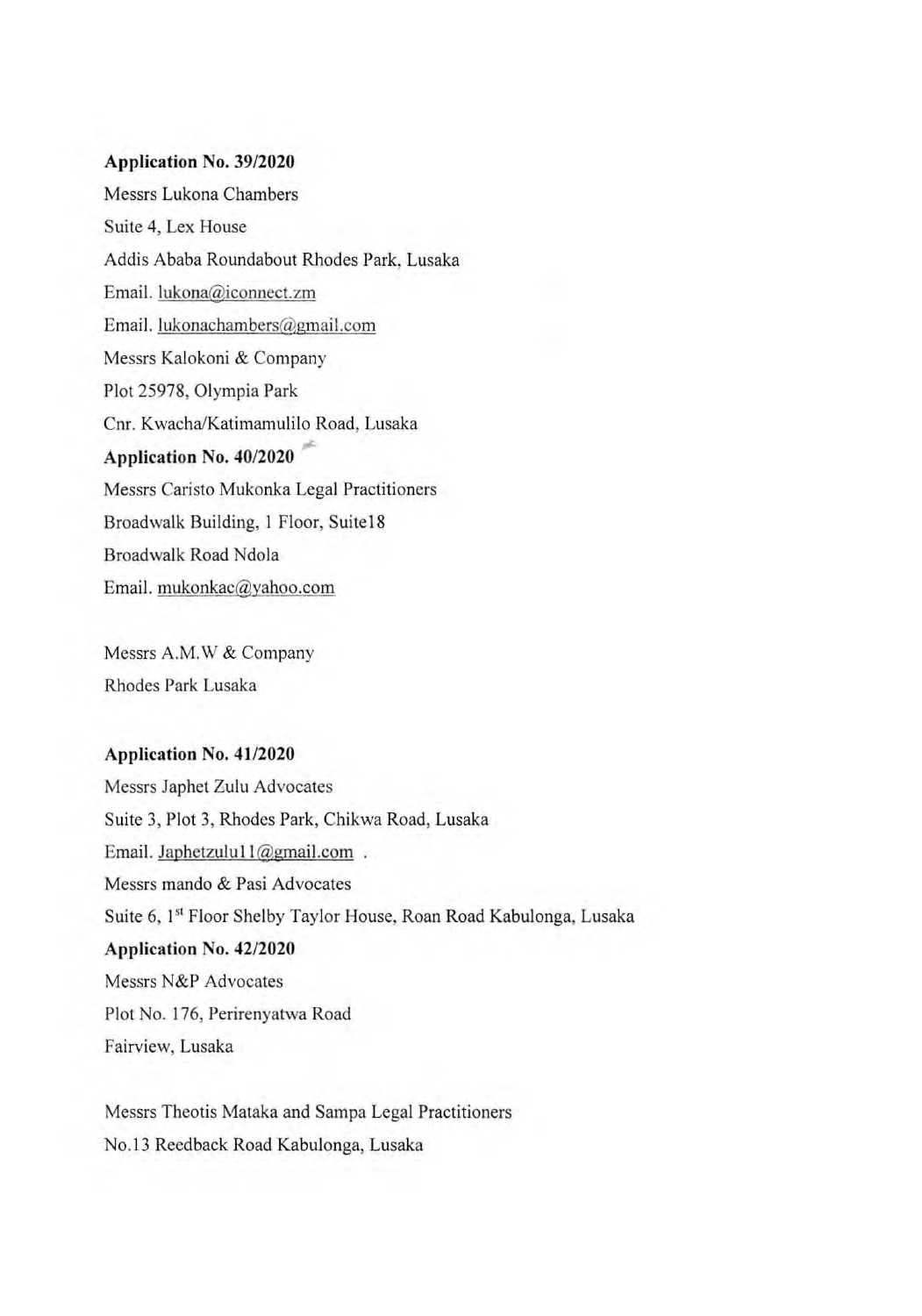**Application No. 39/2020**

Messrs Lukona Chambers

Suite 4, Lex House

Addis Ababa Roundabout Rhodes Park, Lusaka

Email. lukona@iconnect.zm

Email. lukonachambers@gmail.com

Messrs Kalokoni & Company

Plot 25978, Olympia Park

Cnr. Kwacha/Katimamulilo Road, Lusaka

**Application No. 40/2020**

Messrs Caristo Mukonka Legal Practitioners

Broadwalk Building, 1 Floor, Suite18

Broadwalk Road Ndola

Email. mukonkac@yahoo.com

Messrs A.M.W & Company

Rhodes Park Lusaka

**Application No. 41/2020**

Messrs Japhet Zulu Advocates

Suite 3, Plot 3, Rhodes Park, Chikwa Road, Lusaka

Email. Japhetzulu11@gmail.com .

Messrs mando & Pasi Advocates

Suite 6, 1st Floor Shelby Taylor House, Roan Road Kabulonga, Lusaka

**Application No. 42/2020**

Messrs N&P Advocates

Plot No. 176, Perirenyatwa Road

Fairview, Lusaka

Messrs Theotis Mataka and Sampa Legal Practitioners

No.13 Reedback Road Kabulonga, Lusaka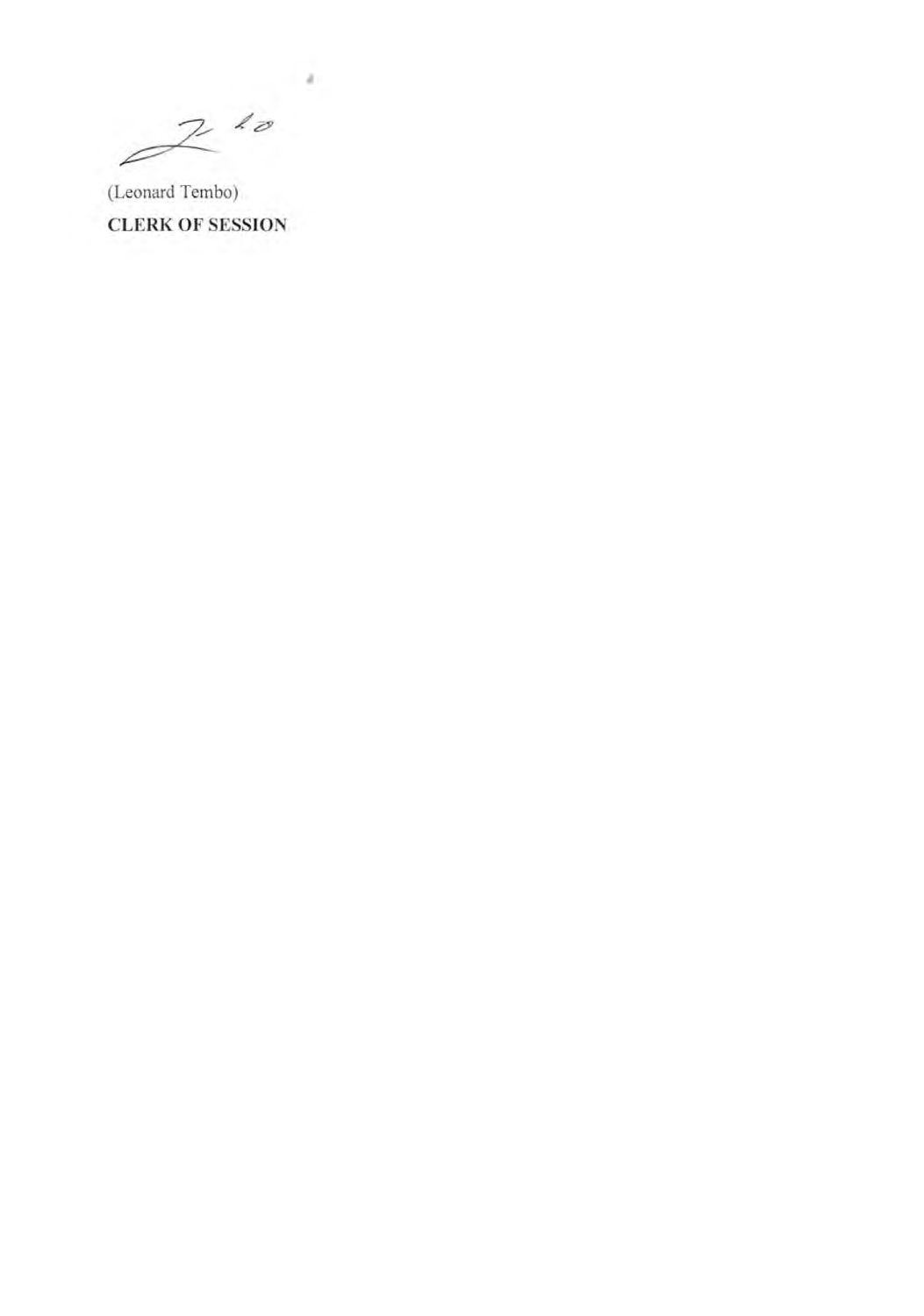(Leonard Tembo)

**CLERK OF SESSION**